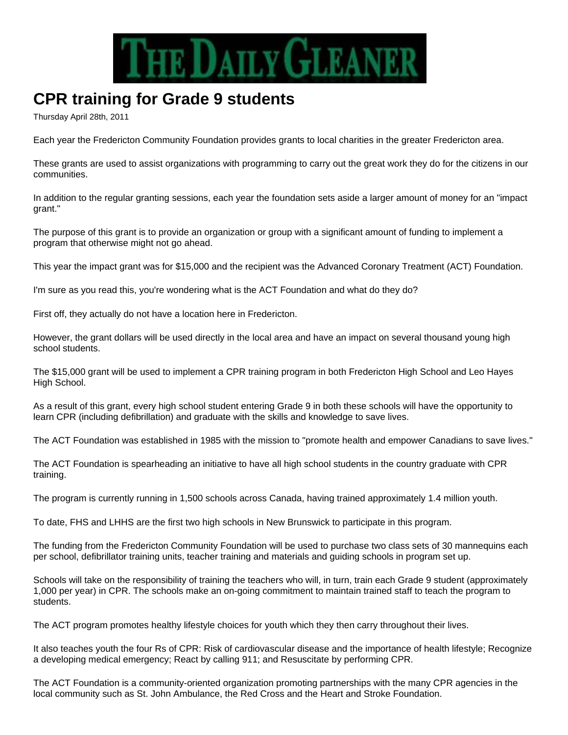THE DAILY GLEANER

# CPR training for Grade 9 students

Thursday April 28th, 2011

Each year the Fredericton Community Foundation provides grants to local charities in the greater Fredericton area.

These grants are used to assist organizations with programming to carry out the great work they do for the citizens in our communities.

In addition to the regular granting sessions, each year the foundation sets aside a larger amount of money for an "impact grant."

The purpose of this grant is to provide an organization or group with a significant amount of funding to implement a program that otherwise might not go ahead.

This year the impact grant was for $15,000 and the recipient was the Advanced Coronary Treatment (ACT) Foundation.

I'm sure as you read this, you're wondering what is the ACT Foundation and what do they do?

First off, they actually do not have a location here in Fredericton.

However, the grant dollars will be used directly in the local area and have an impact on several thousand young high school students.

The $15,000 grant will be used to implement a CPR training program in both Fredericton High School and Leo Hayes High School.

As a result of this grant, every high school student entering Grade 9 in both these schools will have the opportunity to learn CPR (including defibrillation) and graduate with the skills and knowledge to save lives.

The ACT Foundation was established in 1985 with the mission to "promote health and empower Canadians to save lives."

The ACT Foundation is spearheading an initiative to have all high school students in the country graduate with CPR training.

The program is currently running in 1,500 schools across Canada, having trained approximately 1.4 million youth.

To date, FHS and LHHS are the first two high schools in New Brunswick to participate in this program.

The funding from the Fredericton Community Foundation will be used to purchase two class sets of 30 mannequins each per school, defibrillator training units, teacher training and materials and guiding schools in program set up.

Schools will take on the responsibility of training the teachers who will, in turn, train each Grade 9 student (approximately 1,000 per year) in CPR. The schools make an on-going commitment to maintain trained staff to teach the program to students.

The ACT program promotes healthy lifestyle choices for youth which they then carry throughout their lives.

It also teaches youth the four Rs of CPR: Risk of cardiovascular disease and the importance of health lifestyle; Recognize a developing medical emergency; React by calling 911; and Resuscitate by performing CPR.

The ACT Foundation is a community-oriented organization promoting partnerships with the many CPR agencies in the local community such as St. John Ambulance, the Red Cross and the Heart and Stroke Foundation.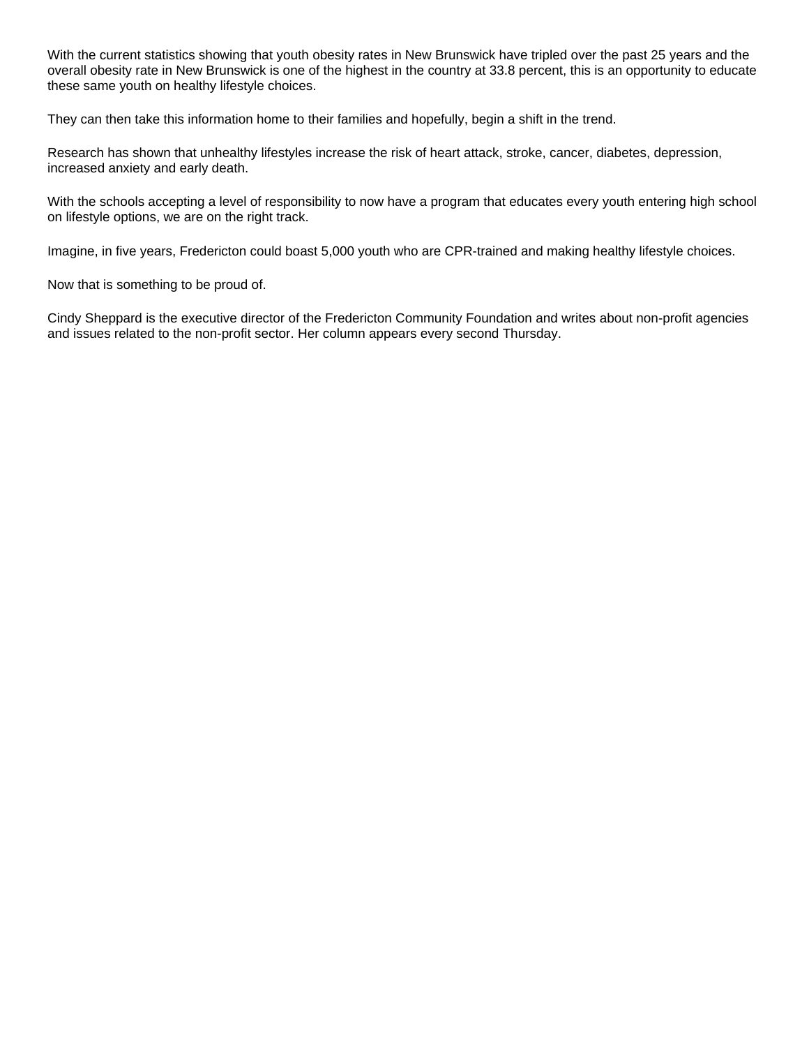With the current statistics showing that youth obesity rates in New Brunswick have tripled over the past 25 years and the overall obesity rate in New Brunswick is one of the highest in the country at 33.8 percent, this is an opportunity to educate these same youth on healthy lifestyle choices.

They can then take this information home to their families and hopefully, begin a shift in the trend.

Research has shown that unhealthy lifestyles increase the risk of heart attack, stroke, cancer, diabetes, depression, increased anxiety and early death.

With the schools accepting a level of responsibility to now have a program that educates every youth entering high school on lifestyle options, we are on the right track.

Imagine, in five years, Fredericton could boast 5,000 youth who are CPR-trained and making healthy lifestyle choices.

Now that is something to be proud of.

Cindy Sheppard is the executive director of the Fredericton Community Foundation and writes about non-profit agencies and issues related to the non-profit sector. Her column appears every second Thursday.